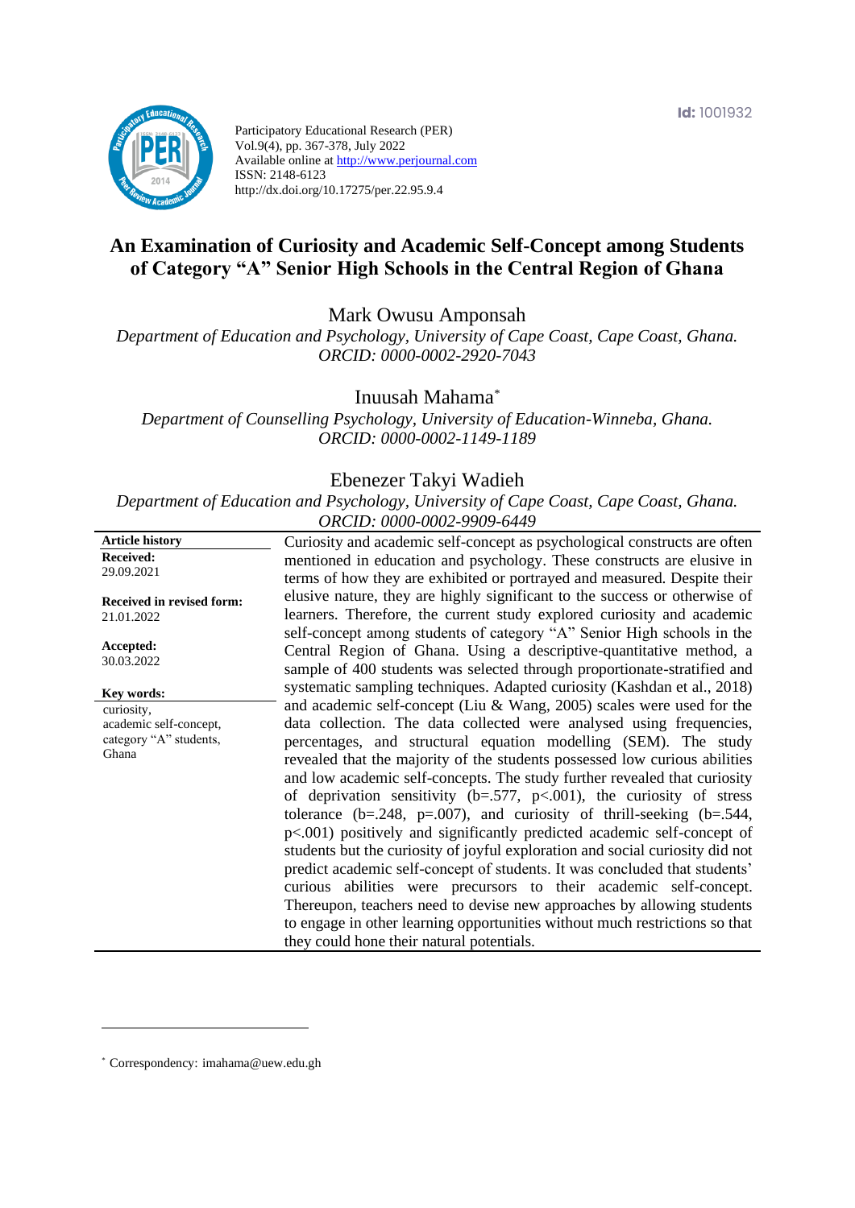Participatory Educational Research (PER)
Vol.9(4), pp. 367-378, July 2022
Available online at http://www.perjournal.com
ISSN: 2148-6123
http://dx.doi.org/10.17275/per.22.95.9.4

Id: 1001932

# An Examination of Curiosity and Academic Self-Concept among Students of Category "A" Senior High Schools in the Central Region of Ghana

Mark Owusu Amponsah
*Department of Education and Psychology, University of Cape Coast, Cape Coast, Ghana.*
*ORCID: 0000-0002-2920-7043*

Inuusah Mahama*
*Department of Counselling Psychology, University of Education-Winneba, Ghana.*
*ORCID: 0000-0002-1149-1189*

Ebenezer Takyi Wadieh
*Department of Education and Psychology, University of Cape Coast, Cape Coast, Ghana.*
*ORCID: 0000-0002-9909-6449*

**Article history**
**Received:** 29.09.2021
**Received in revised form:** 21.01.2022
**Accepted:** 30.03.2022

**Key words:**
curiosity,
academic self-concept,
category "A" students,
Ghana

Curiosity and academic self-concept as psychological constructs are often mentioned in education and psychology. These constructs are elusive in terms of how they are exhibited or portrayed and measured. Despite their elusive nature, they are highly significant to the success or otherwise of learners. Therefore, the current study explored curiosity and academic self-concept among students of category "A" Senior High schools in the Central Region of Ghana. Using a descriptive-quantitative method, a sample of 400 students was selected through proportionate-stratified and systematic sampling techniques. Adapted curiosity (Kashdan et al., 2018) and academic self-concept (Liu & Wang, 2005) scales were used for the data collection. The data collected were analysed using frequencies, percentages, and structural equation modelling (SEM). The study revealed that the majority of the students possessed low curious abilities and low academic self-concepts. The study further revealed that curiosity of deprivation sensitivity (b=.577, p<.001), the curiosity of stress tolerance (b=.248, p=.007), and curiosity of thrill-seeking (b=.544, p<.001) positively and significantly predicted academic self-concept of students but the curiosity of joyful exploration and social curiosity did not predict academic self-concept of students. It was concluded that students' curious abilities were precursors to their academic self-concept. Thereupon, teachers need to devise new approaches by allowing students to engage in other learning opportunities without much restrictions so that they could hone their natural potentials.

---

* Correspondency: imahama@uew.edu.gh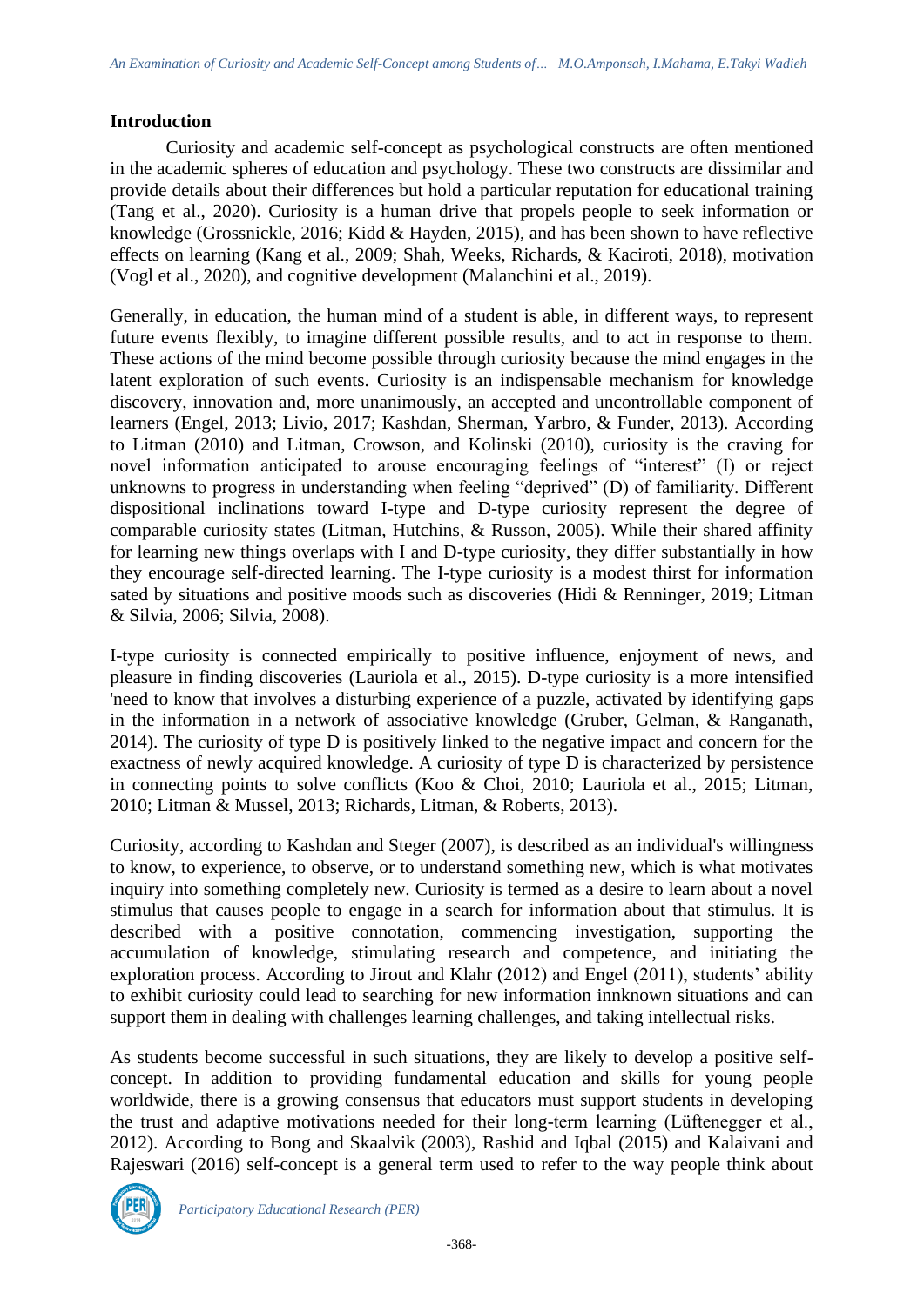## Introduction

Curiosity and academic self-concept as psychological constructs are often mentioned in the academic spheres of education and psychology. These two constructs are dissimilar and provide details about their differences but hold a particular reputation for educational training (Tang et al., 2020). Curiosity is a human drive that propels people to seek information or knowledge (Grossnickle, 2016; Kidd & Hayden, 2015), and has been shown to have reflective effects on learning (Kang et al., 2009; Shah, Weeks, Richards, & Kaciroti, 2018), motivation (Vogl et al., 2020), and cognitive development (Malanchini et al., 2019).

Generally, in education, the human mind of a student is able, in different ways, to represent future events flexibly, to imagine different possible results, and to act in response to them. These actions of the mind become possible through curiosity because the mind engages in the latent exploration of such events. Curiosity is an indispensable mechanism for knowledge discovery, innovation and, more unanimously, an accepted and uncontrollable component of learners (Engel, 2013; Livio, 2017; Kashdan, Sherman, Yarbro, & Funder, 2013). According to Litman (2010) and Litman, Crowson, and Kolinski (2010), curiosity is the craving for novel information anticipated to arouse encouraging feelings of "interest" (I) or reject unknowns to progress in understanding when feeling "deprived" (D) of familiarity. Different dispositional inclinations toward I-type and D-type curiosity represent the degree of comparable curiosity states (Litman, Hutchins, & Russon, 2005). While their shared affinity for learning new things overlaps with I and D-type curiosity, they differ substantially in how they encourage self-directed learning. The I-type curiosity is a modest thirst for information sated by situations and positive moods such as discoveries (Hidi & Renninger, 2019; Litman & Silvia, 2006; Silvia, 2008).

I-type curiosity is connected empirically to positive influence, enjoyment of news, and pleasure in finding discoveries (Lauriola et al., 2015). D-type curiosity is a more intensified 'need to know that involves a disturbing experience of a puzzle, activated by identifying gaps in the information in a network of associative knowledge (Gruber, Gelman, & Ranganath, 2014). The curiosity of type D is positively linked to the negative impact and concern for the exactness of newly acquired knowledge. A curiosity of type D is characterized by persistence in connecting points to solve conflicts (Koo & Choi, 2010; Lauriola et al., 2015; Litman, 2010; Litman & Mussel, 2013; Richards, Litman, & Roberts, 2013).

Curiosity, according to Kashdan and Steger (2007), is described as an individual's willingness to know, to experience, to observe, or to understand something new, which is what motivates inquiry into something completely new. Curiosity is termed as a desire to learn about a novel stimulus that causes people to engage in a search for information about that stimulus. It is described with a positive connotation, commencing investigation, supporting the accumulation of knowledge, stimulating research and competence, and initiating the exploration process. According to Jirout and Klahr (2012) and Engel (2011), students' ability to exhibit curiosity could lead to searching for new information innknown situations and can support them in dealing with challenges learning challenges, and taking intellectual risks.

As students become successful in such situations, they are likely to develop a positive self-concept. In addition to providing fundamental education and skills for young people worldwide, there is a growing consensus that educators must support students in developing the trust and adaptive motivations needed for their long-term learning (Lüftenegger et al., 2012). According to Bong and Skaalvik (2003), Rashid and Iqbal (2015) and Kalaivani and Rajeswari (2016) self-concept is a general term used to refer to the way people think about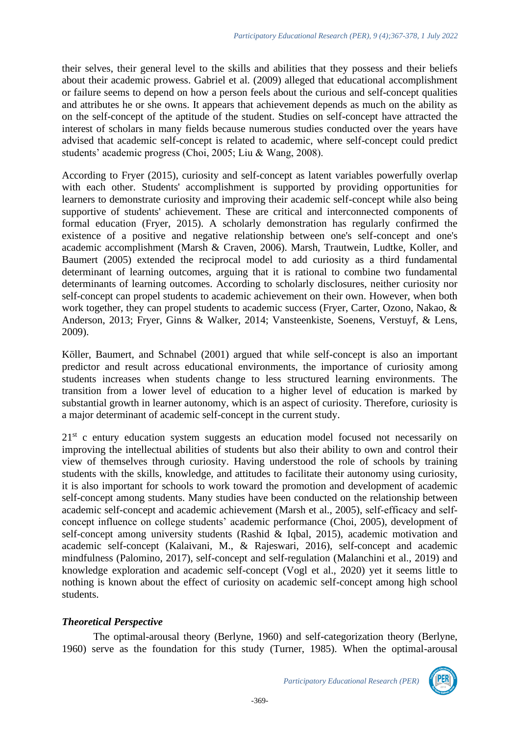their selves, their general level to the skills and abilities that they possess and their beliefs about their academic prowess. Gabriel et al. (2009) alleged that educational accomplishment or failure seems to depend on how a person feels about the curious and self-concept qualities and attributes he or she owns. It appears that achievement depends as much on the ability as on the self-concept of the aptitude of the student. Studies on self-concept have attracted the interest of scholars in many fields because numerous studies conducted over the years have advised that academic self-concept is related to academic, where self-concept could predict students' academic progress (Choi, 2005; Liu & Wang, 2008).

According to Fryer (2015), curiosity and self-concept as latent variables powerfully overlap with each other. Students' accomplishment is supported by providing opportunities for learners to demonstrate curiosity and improving their academic self-concept while also being supportive of students' achievement. These are critical and interconnected components of formal education (Fryer, 2015). A scholarly demonstration has regularly confirmed the existence of a positive and negative relationship between one's self-concept and one's academic accomplishment (Marsh & Craven, 2006). Marsh, Trautwein, Ludtke, Koller, and Baumert (2005) extended the reciprocal model to add curiosity as a third fundamental determinant of learning outcomes, arguing that it is rational to combine two fundamental determinants of learning outcomes. According to scholarly disclosures, neither curiosity nor self-concept can propel students to academic achievement on their own. However, when both work together, they can propel students to academic success (Fryer, Carter, Ozono, Nakao, & Anderson, 2013; Fryer, Ginns & Walker, 2014; Vansteenkiste, Soenens, Verstuyf, & Lens, 2009).

Köller, Baumert, and Schnabel (2001) argued that while self-concept is also an important predictor and result across educational environments, the importance of curiosity among students increases when students change to less structured learning environments. The transition from a lower level of education to a higher level of education is marked by substantial growth in learner autonomy, which is an aspect of curiosity. Therefore, curiosity is a major determinant of academic self-concept in the current study.

21st c entury education system suggests an education model focused not necessarily on improving the intellectual abilities of students but also their ability to own and control their view of themselves through curiosity. Having understood the role of schools by training students with the skills, knowledge, and attitudes to facilitate their autonomy using curiosity, it is also important for schools to work toward the promotion and development of academic self-concept among students. Many studies have been conducted on the relationship between academic self-concept and academic achievement (Marsh et al., 2005), self-efficacy and self-concept influence on college students' academic performance (Choi, 2005), development of self-concept among university students (Rashid & Iqbal, 2015), academic motivation and academic self-concept (Kalaivani, M., & Rajeswari, 2016), self-concept and academic mindfulness (Palomino, 2017), self-concept and self-regulation (Malanchini et al., 2019) and knowledge exploration and academic self-concept (Vogl et al., 2020) yet it seems little to nothing is known about the effect of curiosity on academic self-concept among high school students.

### *Theoretical Perspective*

The optimal-arousal theory (Berlyne, 1960) and self-categorization theory (Berlyne, 1960) serve as the foundation for this study (Turner, 1985). When the optimal-arousal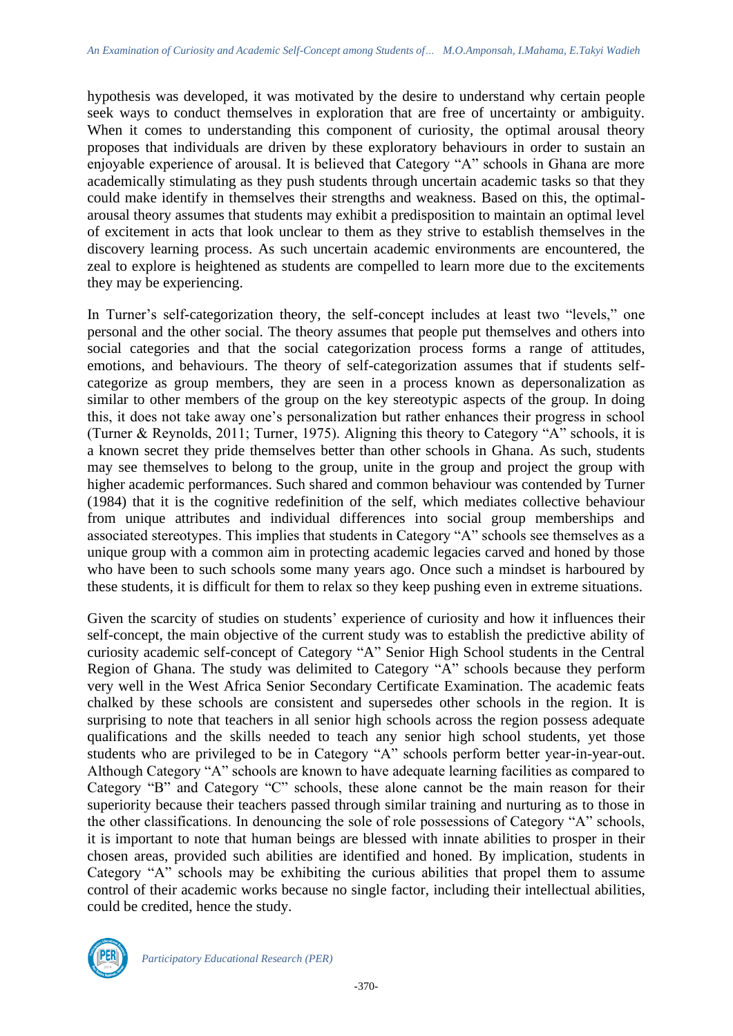hypothesis was developed, it was motivated by the desire to understand why certain people seek ways to conduct themselves in exploration that are free of uncertainty or ambiguity. When it comes to understanding this component of curiosity, the optimal arousal theory proposes that individuals are driven by these exploratory behaviours in order to sustain an enjoyable experience of arousal. It is believed that Category "A" schools in Ghana are more academically stimulating as they push students through uncertain academic tasks so that they could make identify in themselves their strengths and weakness. Based on this, the optimal-arousal theory assumes that students may exhibit a predisposition to maintain an optimal level of excitement in acts that look unclear to them as they strive to establish themselves in the discovery learning process. As such uncertain academic environments are encountered, the zeal to explore is heightened as students are compelled to learn more due to the excitements they may be experiencing.

In Turner's self-categorization theory, the self-concept includes at least two "levels," one personal and the other social. The theory assumes that people put themselves and others into social categories and that the social categorization process forms a range of attitudes, emotions, and behaviours. The theory of self-categorization assumes that if students self-categorize as group members, they are seen in a process known as depersonalization as similar to other members of the group on the key stereotypic aspects of the group. In doing this, it does not take away one's personalization but rather enhances their progress in school (Turner & Reynolds, 2011; Turner, 1975). Aligning this theory to Category "A" schools, it is a known secret they pride themselves better than other schools in Ghana. As such, students may see themselves to belong to the group, unite in the group and project the group with higher academic performances. Such shared and common behaviour was contended by Turner (1984) that it is the cognitive redefinition of the self, which mediates collective behaviour from unique attributes and individual differences into social group memberships and associated stereotypes. This implies that students in Category "A" schools see themselves as a unique group with a common aim in protecting academic legacies carved and honed by those who have been to such schools some many years ago. Once such a mindset is harboured by these students, it is difficult for them to relax so they keep pushing even in extreme situations.

Given the scarcity of studies on students' experience of curiosity and how it influences their self-concept, the main objective of the current study was to establish the predictive ability of curiosity academic self-concept of Category "A" Senior High School students in the Central Region of Ghana. The study was delimited to Category "A" schools because they perform very well in the West Africa Senior Secondary Certificate Examination. The academic feats chalked by these schools are consistent and supersedes other schools in the region. It is surprising to note that teachers in all senior high schools across the region possess adequate qualifications and the skills needed to teach any senior high school students, yet those students who are privileged to be in Category "A" schools perform better year-in-year-out. Although Category "A" schools are known to have adequate learning facilities as compared to Category "B" and Category "C" schools, these alone cannot be the main reason for their superiority because their teachers passed through similar training and nurturing as to those in the other classifications. In denouncing the sole of role possessions of Category "A" schools, it is important to note that human beings are blessed with innate abilities to prosper in their chosen areas, provided such abilities are identified and honed. By implication, students in Category "A" schools may be exhibiting the curious abilities that propel them to assume control of their academic works because no single factor, including their intellectual abilities, could be credited, hence the study.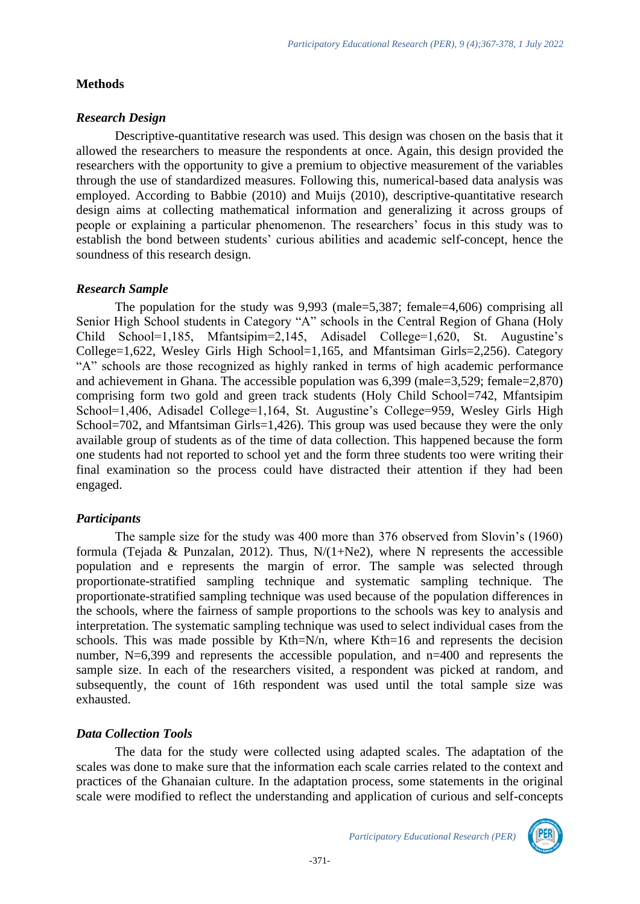## Methods

### *Research Design*

Descriptive-quantitative research was used. This design was chosen on the basis that it allowed the researchers to measure the respondents at once. Again, this design provided the researchers with the opportunity to give a premium to objective measurement of the variables through the use of standardized measures. Following this, numerical-based data analysis was employed. According to Babbie (2010) and Muijs (2010), descriptive-quantitative research design aims at collecting mathematical information and generalizing it across groups of people or explaining a particular phenomenon. The researchers' focus in this study was to establish the bond between students' curious abilities and academic self-concept, hence the soundness of this research design.

### *Research Sample*

The population for the study was 9,993 (male=5,387; female=4,606) comprising all Senior High School students in Category "A" schools in the Central Region of Ghana (Holy Child School=1,185, Mfantsipim=2,145, Adisadel College=1,620, St. Augustine's College=1,622, Wesley Girls High School=1,165, and Mfantsiman Girls=2,256). Category "A" schools are those recognized as highly ranked in terms of high academic performance and achievement in Ghana. The accessible population was 6,399 (male=3,529; female=2,870) comprising form two gold and green track students (Holy Child School=742, Mfantsipim School=1,406, Adisadel College=1,164, St. Augustine's College=959, Wesley Girls High School=702, and Mfantsiman Girls=1,426). This group was used because they were the only available group of students as of the time of data collection. This happened because the form one students had not reported to school yet and the form three students too were writing their final examination so the process could have distracted their attention if they had been engaged.

### *Participants*

The sample size for the study was 400 more than 376 observed from Slovin's (1960) formula (Tejada & Punzalan, 2012). Thus, $N/(1+Ne2)$, where N represents the accessible population and e represents the margin of error. The sample was selected through proportionate-stratified sampling technique and systematic sampling technique. The proportionate-stratified sampling technique was used because of the population differences in the schools, where the fairness of sample proportions to the schools was key to analysis and interpretation. The systematic sampling technique was used to select individual cases from the schools. This was made possible by $Kth=N/n$, where $Kth=16$ and represents the decision number, $N=6,399$ and represents the accessible population, and $n=400$ and represents the sample size. In each of the researchers visited, a respondent was picked at random, and subsequently, the count of 16th respondent was used until the total sample size was exhausted.

### *Data Collection Tools*

The data for the study were collected using adapted scales. The adaptation of the scales was done to make sure that the information each scale carries related to the context and practices of the Ghanaian culture. In the adaptation process, some statements in the original scale were modified to reflect the understanding and application of curious and self-concepts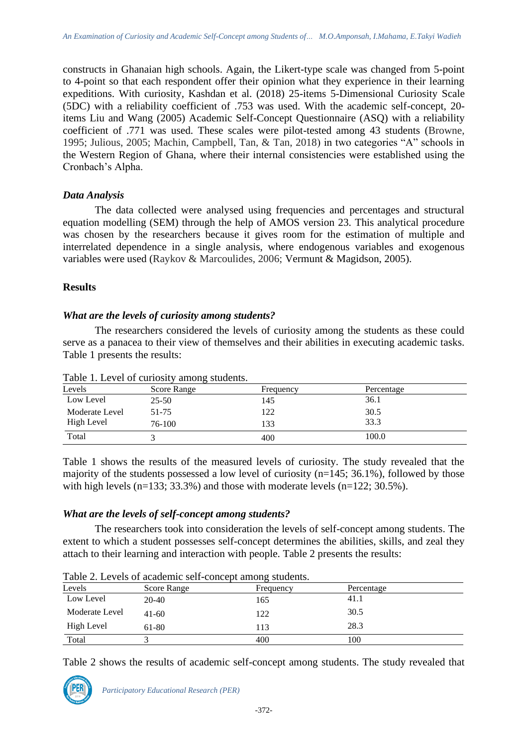constructs in Ghanaian high schools. Again, the Likert-type scale was changed from 5-point to 4-point so that each respondent offer their opinion what they experience in their learning expeditions. With curiosity, Kashdan et al. (2018) 25-items 5-Dimensional Curiosity Scale (5DC) with a reliability coefficient of .753 was used. With the academic self-concept, 20-items Liu and Wang (2005) Academic Self-Concept Questionnaire (ASQ) with a reliability coefficient of .771 was used. These scales were pilot-tested among 43 students (Browne, 1995; Julious, 2005; Machin, Campbell, Tan, & Tan, 2018) in two categories "A" schools in the Western Region of Ghana, where their internal consistencies were established using the Cronbach's Alpha.

### *Data Analysis*

The data collected were analysed using frequencies and percentages and structural equation modelling (SEM) through the help of AMOS version 23. This analytical procedure was chosen by the researchers because it gives room for the estimation of multiple and interrelated dependence in a single analysis, where endogenous variables and exogenous variables were used (Raykov & Marcoulides, 2006; Vermunt & Magidson, 2005).

## **Results**

### *What are the levels of curiosity among students?*

The researchers considered the levels of curiosity among the students as these could serve as a panacea to their view of themselves and their abilities in executing academic tasks. Table 1 presents the results:

Table 1. Level of curiosity among students.

| Levels | Score Range | Frequency | Percentage |
|---|---|---|---|
| Low Level | 25-50 | 145 | 36.1 |
| Moderate Level | 51-75 | 122 | 30.5 |
| High Level | 76-100 | 133 | 33.3 |
| Total | 3 | 400 | 100.0 |

Table 1 shows the results of the measured levels of curiosity. The study revealed that the majority of the students possessed a low level of curiosity (n=145; 36.1%), followed by those with high levels (n=133; 33.3%) and those with moderate levels (n=122; 30.5%).

### *What are the levels of self-concept among students?*

The researchers took into consideration the levels of self-concept among students. The extent to which a student possesses self-concept determines the abilities, skills, and zeal they attach to their learning and interaction with people. Table 2 presents the results:

Table 2. Levels of academic self-concept among students.

| Levels | Score Range | Frequency | Percentage |
|---|---|---|---|
| Low Level | 20-40 | 165 | 41.1 |
| Moderate Level | 41-60 | 122 | 30.5 |
| High Level | 61-80 | 113 | 28.3 |
| Total | 3 | 400 | 100 |

Table 2 shows the results of academic self-concept among students. The study revealed that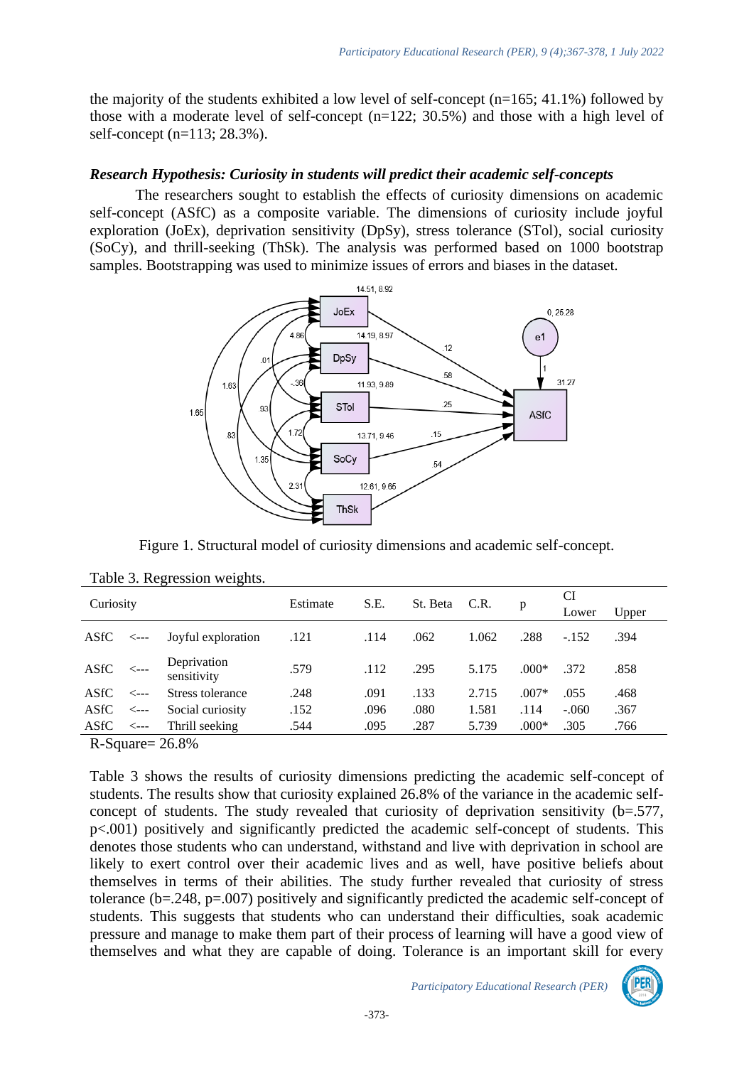the majority of the students exhibited a low level of self-concept (n=165; 41.1%) followed by those with a moderate level of self-concept (n=122; 30.5%) and those with a high level of self-concept (n=113; 28.3%).

### *Research Hypothesis: Curiosity in students will predict their academic self-concepts*

The researchers sought to establish the effects of curiosity dimensions on academic self-concept (ASfC) as a composite variable. The dimensions of curiosity include joyful exploration (JoEx), deprivation sensitivity (DpSy), stress tolerance (STol), social curiosity (SoCy), and thrill-seeking (ThSk). The analysis was performed based on 1000 bootstrap samples. Bootstrapping was used to minimize issues of errors and biases in the dataset.

Figure 1. Structural model of curiosity dimensions and academic self-concept.

Table 3. Regression weights.

| Curiosity | | | Estimate | S.E. | St. Beta | C.R. | p | CI Lower | Upper |
|---|---|---|---|---|---|---|---|---|---|
| ASfC | <--- | Joyful exploration | .121 | .114 | .062 | 1.062 | .288 | -.152 | .394 |
| ASfC | <--- | Deprivation sensitivity | .579 | .112 | .295 | 5.175 | .000* | .372 | .858 |
| ASfC | <--- | Stress tolerance | .248 | .091 | .133 | 2.715 | .007* | .055 | .468 |
| ASfC | <--- | Social curiosity | .152 | .096 | .080 | 1.581 | .114 | -.060 | .367 |
| ASfC | <--- | Thrill seeking | .544 | .095 | .287 | 5.739 | .000* | .305 | .766 |

R-Square= 26.8%

Table 3 shows the results of curiosity dimensions predicting the academic self-concept of students. The results show that curiosity explained 26.8% of the variance in the academic self-concept of students. The study revealed that curiosity of deprivation sensitivity (b=.577, p<.001) positively and significantly predicted the academic self-concept of students. This denotes those students who can understand, withstand and live with deprivation in school are likely to exert control over their academic lives and as well, have positive beliefs about themselves in terms of their abilities. The study further revealed that curiosity of stress tolerance (b=.248, p=.007) positively and significantly predicted the academic self-concept of students. This suggests that students who can understand their difficulties, soak academic pressure and manage to make them part of their process of learning will have a good view of themselves and what they are capable of doing. Tolerance is an important skill for every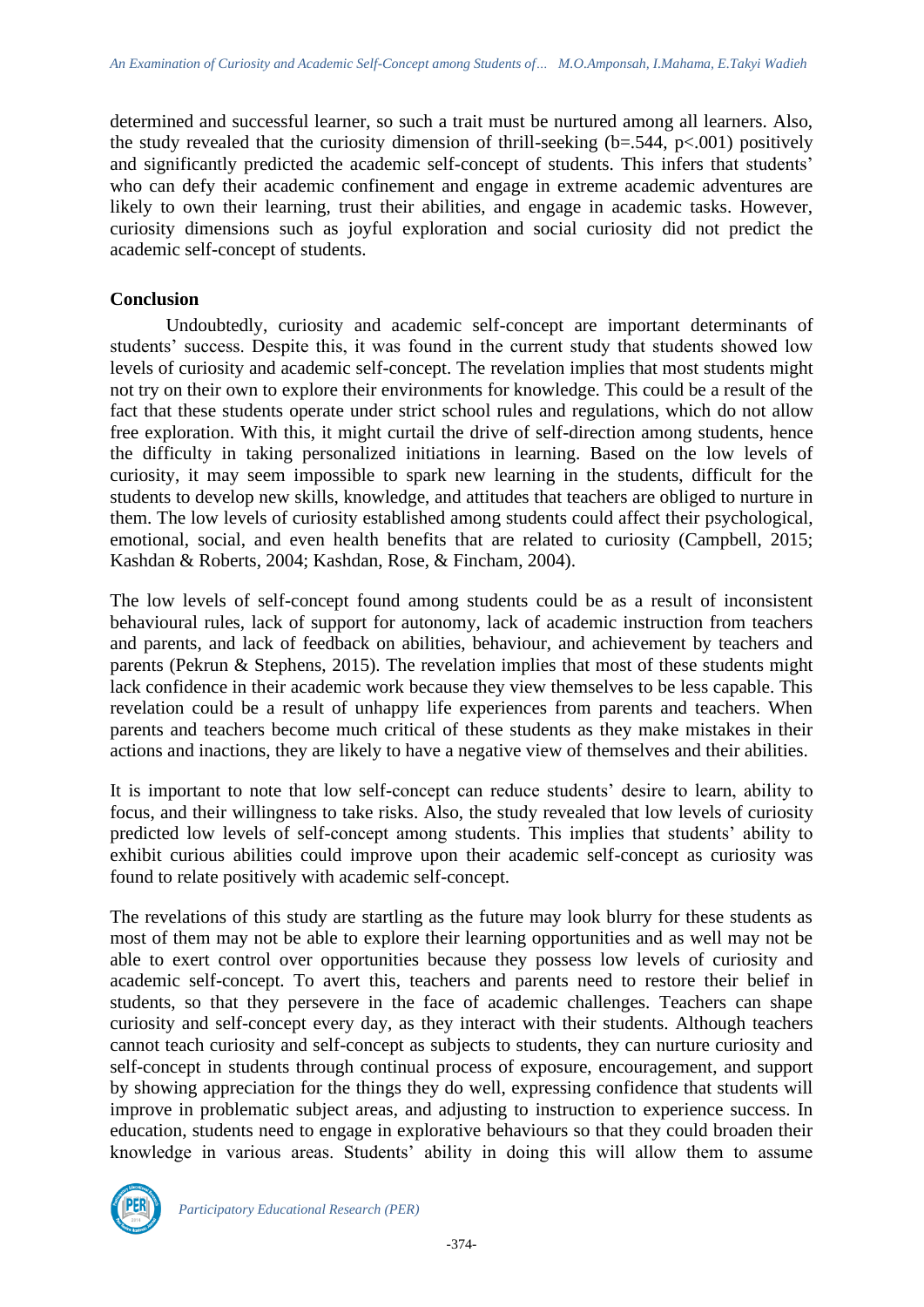determined and successful learner, so such a trait must be nurtured among all learners. Also, the study revealed that the curiosity dimension of thrill-seeking ($b=.544$, $p<.001$) positively and significantly predicted the academic self-concept of students. This infers that students' who can defy their academic confinement and engage in extreme academic adventures are likely to own their learning, trust their abilities, and engage in academic tasks. However, curiosity dimensions such as joyful exploration and social curiosity did not predict the academic self-concept of students.

## Conclusion

Undoubtedly, curiosity and academic self-concept are important determinants of students' success. Despite this, it was found in the current study that students showed low levels of curiosity and academic self-concept. The revelation implies that most students might not try on their own to explore their environments for knowledge. This could be a result of the fact that these students operate under strict school rules and regulations, which do not allow free exploration. With this, it might curtail the drive of self-direction among students, hence the difficulty in taking personalized initiations in learning. Based on the low levels of curiosity, it may seem impossible to spark new learning in the students, difficult for the students to develop new skills, knowledge, and attitudes that teachers are obliged to nurture in them. The low levels of curiosity established among students could affect their psychological, emotional, social, and even health benefits that are related to curiosity (Campbell, 2015; Kashdan & Roberts, 2004; Kashdan, Rose, & Fincham, 2004).

The low levels of self-concept found among students could be as a result of inconsistent behavioural rules, lack of support for autonomy, lack of academic instruction from teachers and parents, and lack of feedback on abilities, behaviour, and achievement by teachers and parents (Pekrun & Stephens, 2015). The revelation implies that most of these students might lack confidence in their academic work because they view themselves to be less capable. This revelation could be a result of unhappy life experiences from parents and teachers. When parents and teachers become much critical of these students as they make mistakes in their actions and inactions, they are likely to have a negative view of themselves and their abilities.

It is important to note that low self-concept can reduce students' desire to learn, ability to focus, and their willingness to take risks. Also, the study revealed that low levels of curiosity predicted low levels of self-concept among students. This implies that students' ability to exhibit curious abilities could improve upon their academic self-concept as curiosity was found to relate positively with academic self-concept.

The revelations of this study are startling as the future may look blurry for these students as most of them may not be able to explore their learning opportunities and as well may not be able to exert control over opportunities because they possess low levels of curiosity and academic self-concept. To avert this, teachers and parents need to restore their belief in students, so that they persevere in the face of academic challenges. Teachers can shape curiosity and self-concept every day, as they interact with their students. Although teachers cannot teach curiosity and self-concept as subjects to students, they can nurture curiosity and self-concept in students through continual process of exposure, encouragement, and support by showing appreciation for the things they do well, expressing confidence that students will improve in problematic subject areas, and adjusting to instruction to experience success. In education, students need to engage in explorative behaviours so that they could broaden their knowledge in various areas. Students' ability in doing this will allow them to assume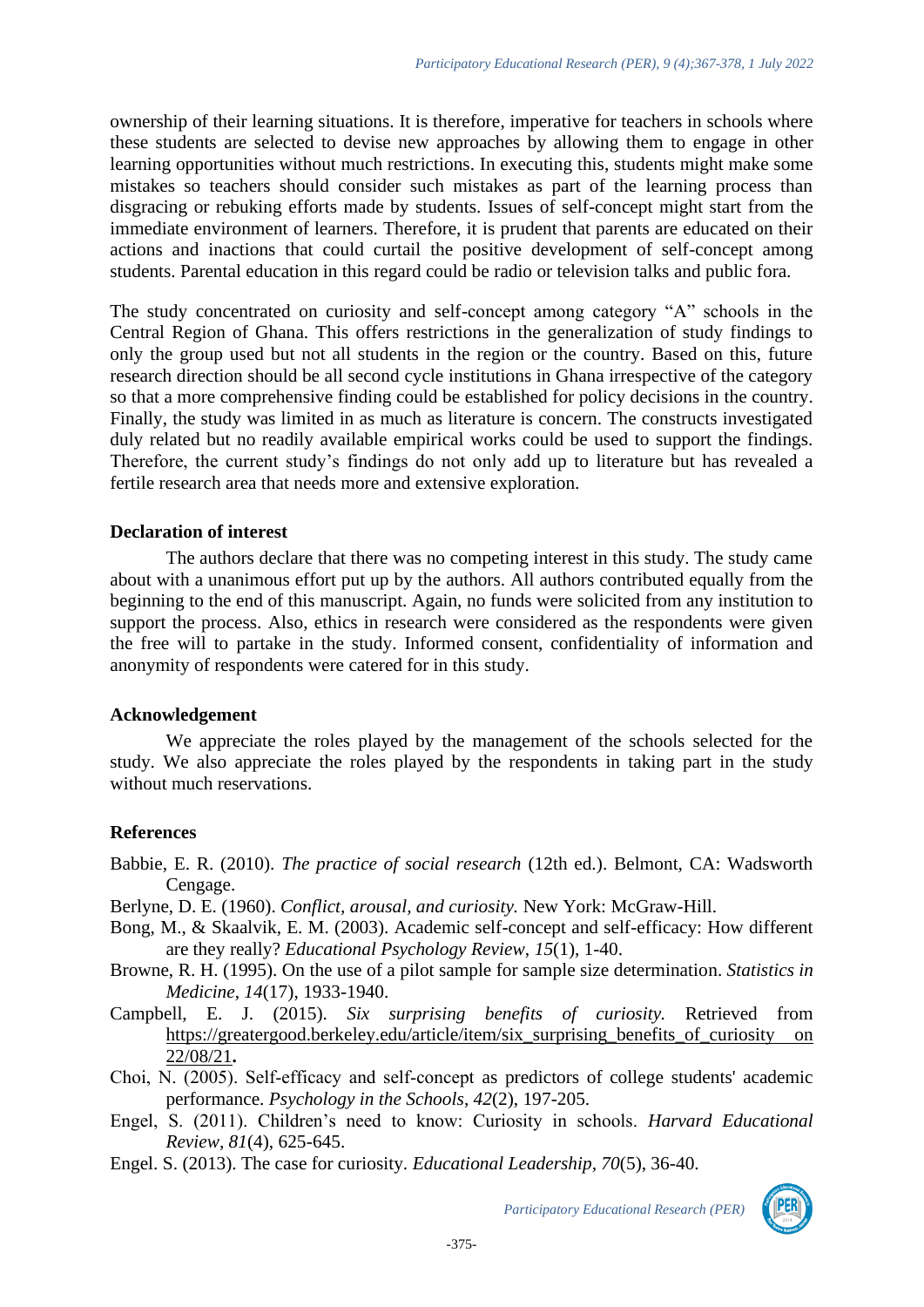ownership of their learning situations. It is therefore, imperative for teachers in schools where these students are selected to devise new approaches by allowing them to engage in other learning opportunities without much restrictions. In executing this, students might make some mistakes so teachers should consider such mistakes as part of the learning process than disgracing or rebuking efforts made by students. Issues of self-concept might start from the immediate environment of learners. Therefore, it is prudent that parents are educated on their actions and inactions that could curtail the positive development of self-concept among students. Parental education in this regard could be radio or television talks and public fora.

The study concentrated on curiosity and self-concept among category "A" schools in the Central Region of Ghana. This offers restrictions in the generalization of study findings to only the group used but not all students in the region or the country. Based on this, future research direction should be all second cycle institutions in Ghana irrespective of the category so that a more comprehensive finding could be established for policy decisions in the country. Finally, the study was limited in as much as literature is concern. The constructs investigated duly related but no readily available empirical works could be used to support the findings. Therefore, the current study's findings do not only add up to literature but has revealed a fertile research area that needs more and extensive exploration.

### Declaration of interest

The authors declare that there was no competing interest in this study. The study came about with a unanimous effort put up by the authors. All authors contributed equally from the beginning to the end of this manuscript. Again, no funds were solicited from any institution to support the process. Also, ethics in research were considered as the respondents were given the free will to partake in the study. Informed consent, confidentiality of information and anonymity of respondents were catered for in this study.

### Acknowledgement

We appreciate the roles played by the management of the schools selected for the study. We also appreciate the roles played by the respondents in taking part in the study without much reservations.

### References

Babbie, E. R. (2010). *The practice of social research* (12th ed.). Belmont, CA: Wadsworth Cengage.

Berlyne, D. E. (1960). *Conflict, arousal, and curiosity.* New York: McGraw-Hill.

Bong, M., & Skaalvik, E. M. (2003). Academic self-concept and self-efficacy: How different are they really? *Educational Psychology Review*, *15*(1), 1-40.

Browne, R. H. (1995). On the use of a pilot sample for sample size determination. *Statistics in Medicine*, *14*(17), 1933-1940.

Campbell, E. J. (2015). *Six surprising benefits of curiosity.* Retrieved from https://greatergood.berkeley.edu/article/item/six_surprising_benefits_of_curiosity on 22/08/21**.**

Choi, N. (2005). Self-efficacy and self-concept as predictors of college students' academic performance. *Psychology in the Schools*, *42*(2), 197-205.

Engel, S. (2011). Children's need to know: Curiosity in schools. *Harvard Educational Review, 81*(4), 625-645.

Engel. S. (2013). The case for curiosity. *Educational Leadership, 70*(5), 36-40.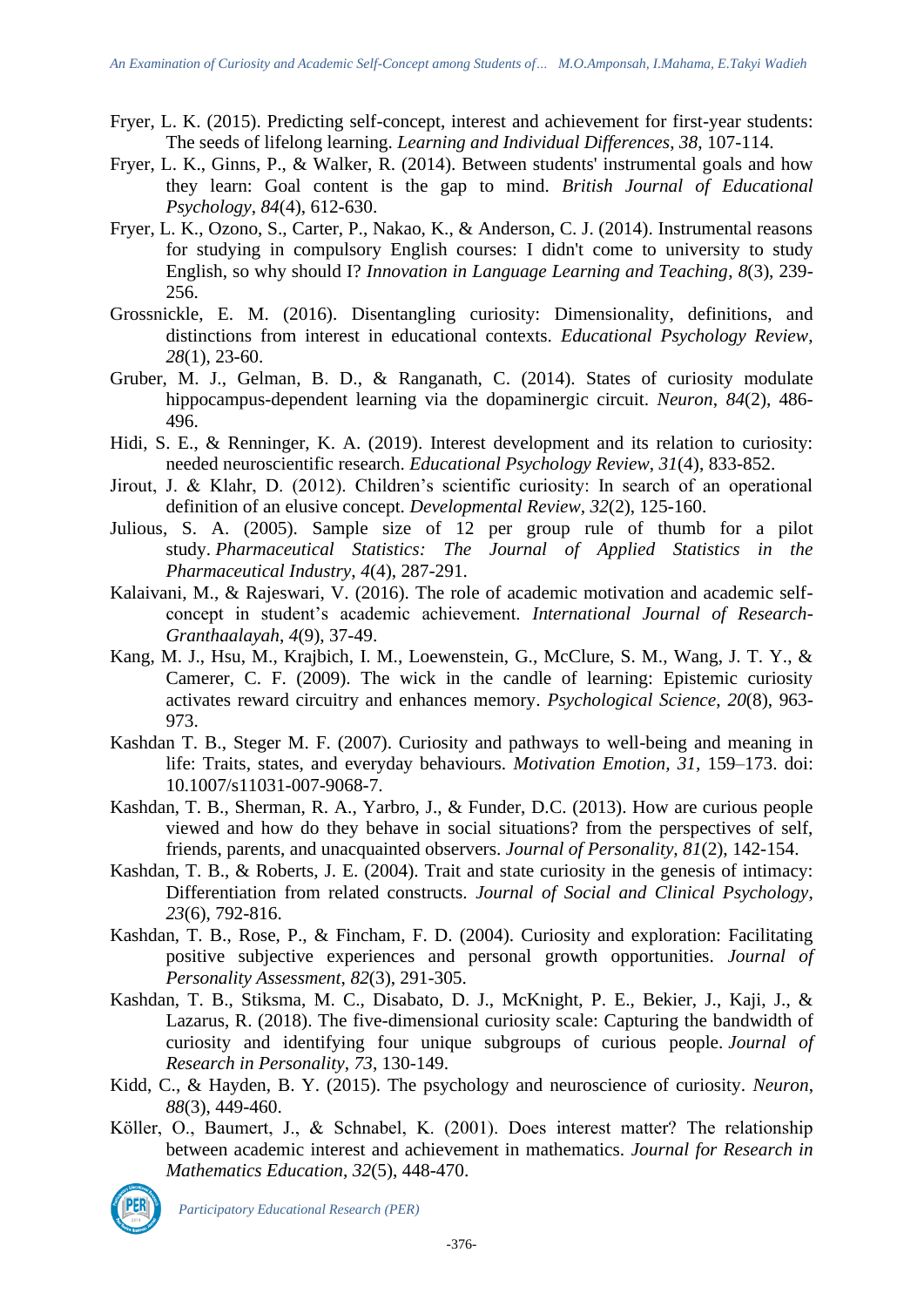Fryer, L. K. (2015). Predicting self-concept, interest and achievement for first-year students: The seeds of lifelong learning. *Learning and Individual Differences*, *38*, 107-114.

Fryer, L. K., Ginns, P., & Walker, R. (2014). Between students' instrumental goals and how they learn: Goal content is the gap to mind. *British Journal of Educational Psychology*, *84*(4), 612-630.

Fryer, L. K., Ozono, S., Carter, P., Nakao, K., & Anderson, C. J. (2014). Instrumental reasons for studying in compulsory English courses: I didn't come to university to study English, so why should I? *Innovation in Language Learning and Teaching*, *8*(3), 239-256.

Grossnickle, E. M. (2016). Disentangling curiosity: Dimensionality, definitions, and distinctions from interest in educational contexts. *Educational Psychology Review*, *28*(1), 23-60.

Gruber, M. J., Gelman, B. D., & Ranganath, C. (2014). States of curiosity modulate hippocampus-dependent learning via the dopaminergic circuit. *Neuron*, *84*(2), 486-496.

Hidi, S. E., & Renninger, K. A. (2019). Interest development and its relation to curiosity: needed neuroscientific research. *Educational Psychology Review*, *31*(4), 833-852.

Jirout, J. & Klahr, D. (2012). Children's scientific curiosity: In search of an operational definition of an elusive concept. *Developmental Review, 32*(2), 125-160.

Julious, S. A. (2005). Sample size of 12 per group rule of thumb for a pilot study. *Pharmaceutical Statistics: The Journal of Applied Statistics in the Pharmaceutical Industry*, *4*(4), 287-291.

Kalaivani, M., & Rajeswari, V. (2016). The role of academic motivation and academic self-concept in student's academic achievement. *International Journal of Research-Granthaalayah*, *4*(9), 37-49.

Kang, M. J., Hsu, M., Krajbich, I. M., Loewenstein, G., McClure, S. M., Wang, J. T. Y., & Camerer, C. F. (2009). The wick in the candle of learning: Epistemic curiosity activates reward circuitry and enhances memory. *Psychological Science*, *20*(8), 963-973.

Kashdan T. B., Steger M. F. (2007). Curiosity and pathways to well-being and meaning in life: Traits, states, and everyday behaviours. *Motivation Emotion, 31,* 159–173. doi: 10.1007/s11031-007-9068-7.

Kashdan, T. B., Sherman, R. A., Yarbro, J., & Funder, D.C. (2013). How are curious people viewed and how do they behave in social situations? from the perspectives of self, friends, parents, and unacquainted observers. *Journal of Personality, 81*(2), 142-154.

Kashdan, T. B., & Roberts, J. E. (2004). Trait and state curiosity in the genesis of intimacy: Differentiation from related constructs. *Journal of Social and Clinical Psychology*, *23*(6), 792-816.

Kashdan, T. B., Rose, P., & Fincham, F. D. (2004). Curiosity and exploration: Facilitating positive subjective experiences and personal growth opportunities. *Journal of Personality Assessment*, *82*(3), 291-305.

Kashdan, T. B., Stiksma, M. C., Disabato, D. J., McKnight, P. E., Bekier, J., Kaji, J., & Lazarus, R. (2018). The five-dimensional curiosity scale: Capturing the bandwidth of curiosity and identifying four unique subgroups of curious people. *Journal of Research in Personality*, *73*, 130-149.

Kidd, C., & Hayden, B. Y. (2015). The psychology and neuroscience of curiosity. *Neuron*, *88*(3), 449-460.

Köller, O., Baumert, J., & Schnabel, K. (2001). Does interest matter? The relationship between academic interest and achievement in mathematics. *Journal for Research in Mathematics Education*, *32*(5), 448-470.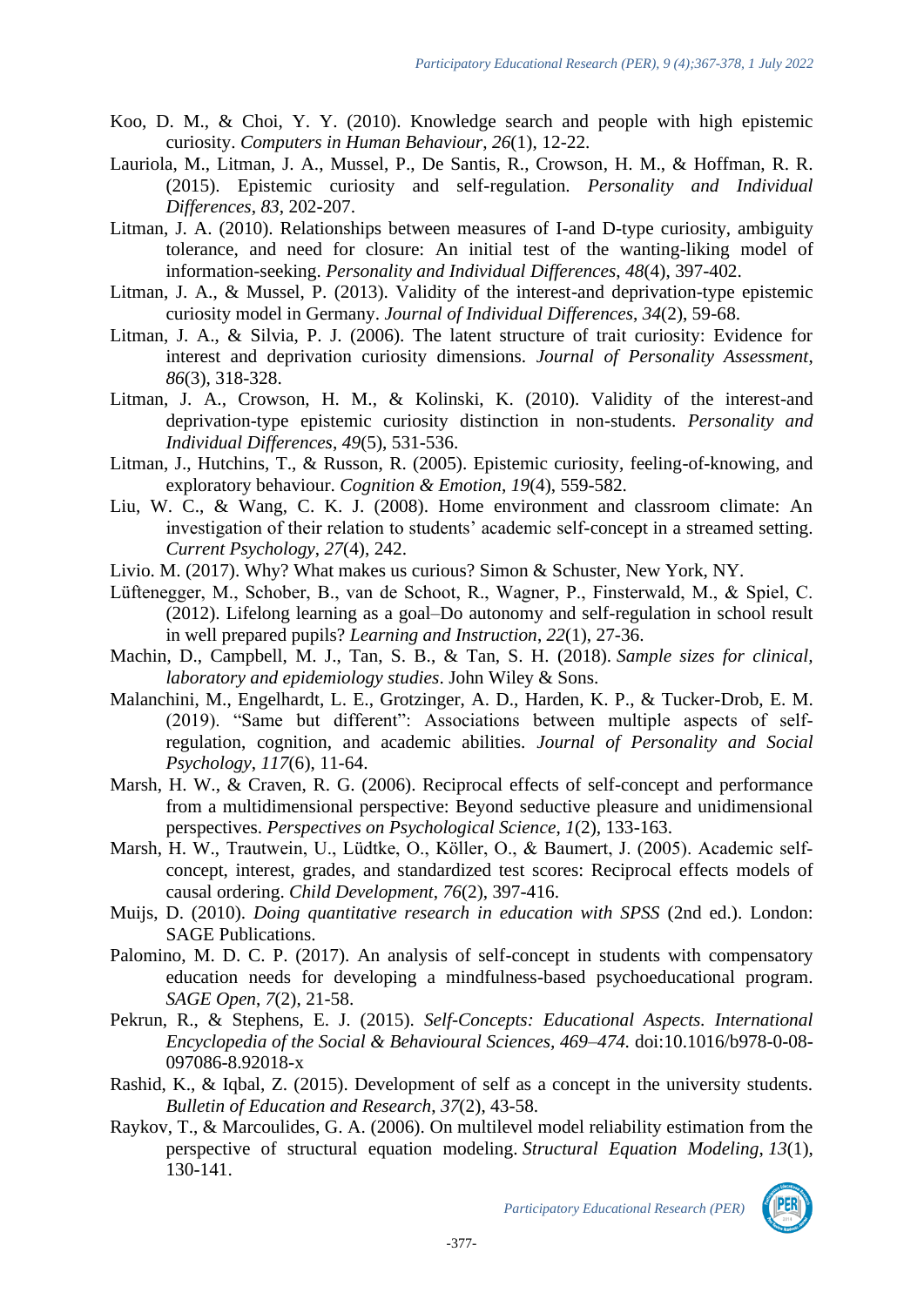Koo, D. M., & Choi, Y. Y. (2010). Knowledge search and people with high epistemic curiosity. *Computers in Human Behaviour*, *26*(1), 12-22.

Lauriola, M., Litman, J. A., Mussel, P., De Santis, R., Crowson, H. M., & Hoffman, R. R. (2015). Epistemic curiosity and self-regulation. *Personality and Individual Differences*, *83*, 202-207.

Litman, J. A. (2010). Relationships between measures of I-and D-type curiosity, ambiguity tolerance, and need for closure: An initial test of the wanting-liking model of information-seeking. *Personality and Individual Differences*, *48*(4), 397-402.

Litman, J. A., & Mussel, P. (2013). Validity of the interest-and deprivation-type epistemic curiosity model in Germany. *Journal of Individual Differences*, *34*(2), 59-68.

Litman, J. A., & Silvia, P. J. (2006). The latent structure of trait curiosity: Evidence for interest and deprivation curiosity dimensions. *Journal of Personality Assessment*, *86*(3), 318-328.

Litman, J. A., Crowson, H. M., & Kolinski, K. (2010). Validity of the interest-and deprivation-type epistemic curiosity distinction in non-students. *Personality and Individual Differences*, *49*(5), 531-536.

Litman, J., Hutchins, T., & Russon, R. (2005). Epistemic curiosity, feeling-of-knowing, and exploratory behaviour. *Cognition & Emotion*, *19*(4), 559-582.

Liu, W. C., & Wang, C. K. J. (2008). Home environment and classroom climate: An investigation of their relation to students' academic self-concept in a streamed setting. *Current Psychology*, *27*(4), 242.

Livio. M. (2017). Why? What makes us curious? Simon & Schuster, New York, NY.

Lüftenegger, M., Schober, B., van de Schoot, R., Wagner, P., Finsterwald, M., & Spiel, C. (2012). Lifelong learning as a goal–Do autonomy and self-regulation in school result in well prepared pupils? *Learning and Instruction*, *22*(1), 27-36.

Machin, D., Campbell, M. J., Tan, S. B., & Tan, S. H. (2018). *Sample sizes for clinical, laboratory and epidemiology studies*. John Wiley & Sons.

Malanchini, M., Engelhardt, L. E., Grotzinger, A. D., Harden, K. P., & Tucker-Drob, E. M. (2019). "Same but different": Associations between multiple aspects of self-regulation, cognition, and academic abilities. *Journal of Personality and Social Psychology*, *117*(6), 11-64.

Marsh, H. W., & Craven, R. G. (2006). Reciprocal effects of self-concept and performance from a multidimensional perspective: Beyond seductive pleasure and unidimensional perspectives. *Perspectives on Psychological Science*, *1*(2), 133-163.

Marsh, H. W., Trautwein, U., Lüdtke, O., Köller, O., & Baumert, J. (2005). Academic self-concept, interest, grades, and standardized test scores: Reciprocal effects models of causal ordering. *Child Development*, *76*(2), 397-416.

Muijs, D. (2010). *Doing quantitative research in education with SPSS* (2nd ed.). London: SAGE Publications.

Palomino, M. D. C. P. (2017). An analysis of self-concept in students with compensatory education needs for developing a mindfulness-based psychoeducational program. *SAGE Open*, *7*(2), 21-58.

Pekrun, R., & Stephens, E. J. (2015). *Self-Concepts: Educational Aspects. International Encyclopedia of the Social & Behavioural Sciences, 469–474.* doi:10.1016/b978-0-08-097086-8.92018-x

Rashid, K., & Iqbal, Z. (2015). Development of self as a concept in the university students. *Bulletin of Education and Research*, *37*(2), 43-58.

Raykov, T., & Marcoulides, G. A. (2006). On multilevel model reliability estimation from the perspective of structural equation modeling. *Structural Equation Modeling*, *13*(1), 130-141.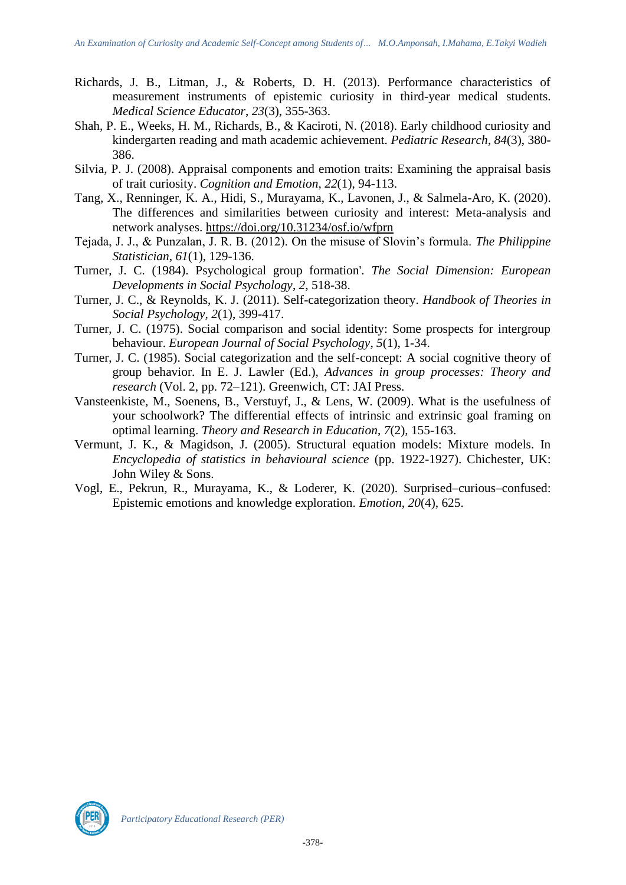Richards, J. B., Litman, J., & Roberts, D. H. (2013). Performance characteristics of measurement instruments of epistemic curiosity in third-year medical students. *Medical Science Educator*, *23*(3), 355-363.

Shah, P. E., Weeks, H. M., Richards, B., & Kaciroti, N. (2018). Early childhood curiosity and kindergarten reading and math academic achievement. *Pediatric Research*, *84*(3), 380-386.

Silvia, P. J. (2008). Appraisal components and emotion traits: Examining the appraisal basis of trait curiosity. *Cognition and Emotion*, *22*(1), 94-113.

Tang, X., Renninger, K. A., Hidi, S., Murayama, K., Lavonen, J., & Salmela-Aro, K. (2020). The differences and similarities between curiosity and interest: Meta-analysis and network analyses. https://doi.org/10.31234/osf.io/wfprn

Tejada, J. J., & Punzalan, J. R. B. (2012). On the misuse of Slovin's formula. *The Philippine Statistician*, *61*(1), 129-136.

Turner, J. C. (1984). Psychological group formation'. *The Social Dimension: European Developments in Social Psychology*, *2*, 518-38.

Turner, J. C., & Reynolds, K. J. (2011). Self-categorization theory. *Handbook of Theories in Social Psychology*, *2*(1), 399-417.

Turner, J. C. (1975). Social comparison and social identity: Some prospects for intergroup behaviour. *European Journal of Social Psychology*, *5*(1), 1-34.

Turner, J. C. (1985). Social categorization and the self-concept: A social cognitive theory of group behavior. In E. J. Lawler (Ed.), *Advances in group processes: Theory and research* (Vol. 2, pp. 72–121). Greenwich, CT: JAI Press.

Vansteenkiste, M., Soenens, B., Verstuyf, J., & Lens, W. (2009). What is the usefulness of your schoolwork? The differential effects of intrinsic and extrinsic goal framing on optimal learning. *Theory and Research in Education*, *7*(2), 155-163.

Vermunt, J. K., & Magidson, J. (2005). Structural equation models: Mixture models. In *Encyclopedia of statistics in behavioural science* (pp. 1922-1927). Chichester, UK: John Wiley & Sons.

Vogl, E., Pekrun, R., Murayama, K., & Loderer, K. (2020). Surprised–curious–confused: Epistemic emotions and knowledge exploration. *Emotion*, *20*(4), 625.